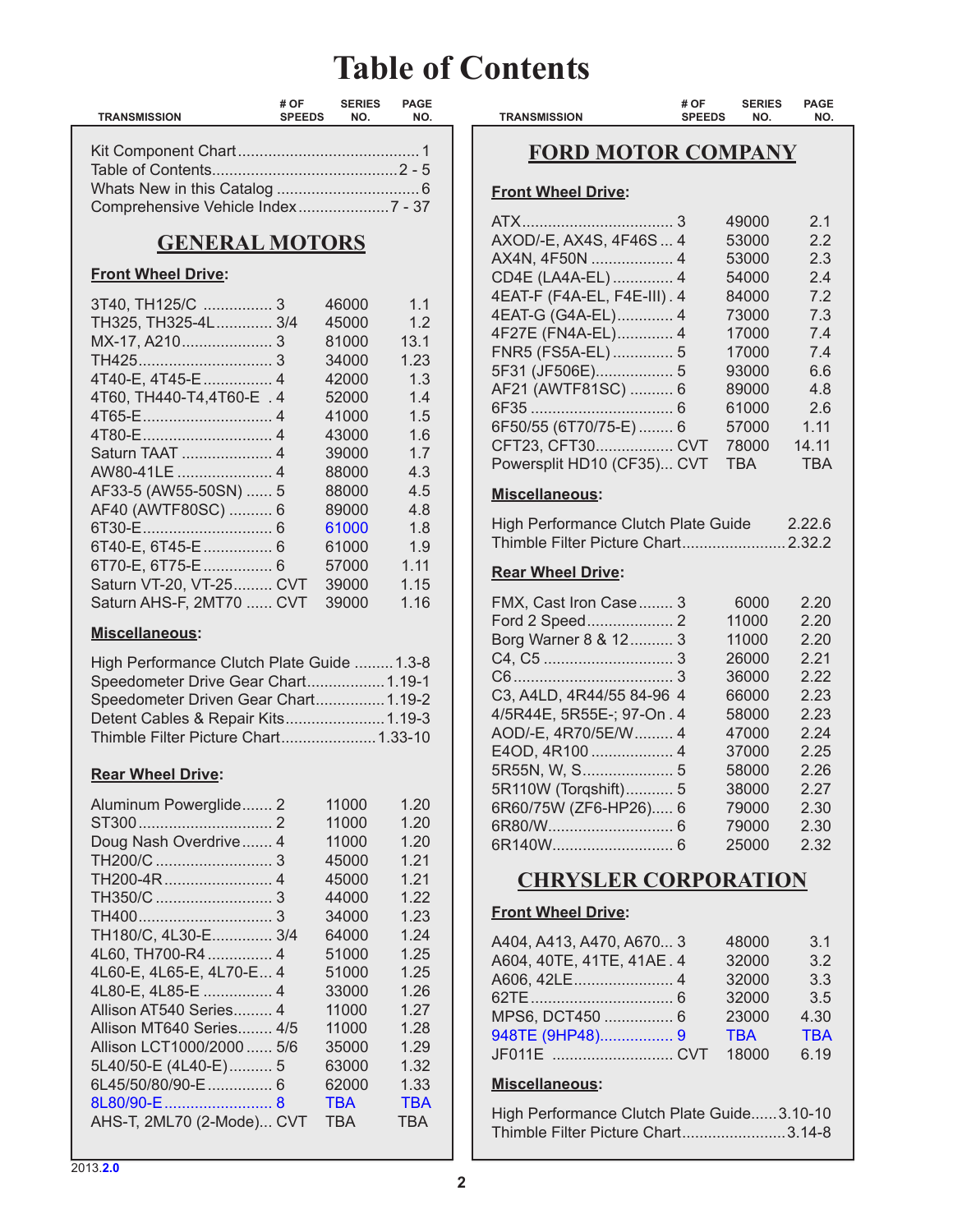# Table of Contents

Kit Component Chart.......................................... 1
Table of Contents..........................................2 - 5
Whats New in this Catalog ................................ 6
Comprehensive Vehicle Index....................7 - 37

## GENERAL MOTORS

### Front Wheel Drive:

| TRANSMISSION | # OF SPEEDS | SERIES NO. | PAGE NO. |
|---|---|---|---|
| 3T40, TH125/C | 3 | 46000 | 1.1 |
| TH325, TH325-4L | 3/4 | 45000 | 1.2 |
| MX-17, A210 | 3 | 81000 | 13.1 |
| TH425 | 3 | 34000 | 1.23 |
| 4T40-E, 4T45-E | 4 | 42000 | 1.3 |
| 4T60, TH440-T4,4T60-E | 4 | 52000 | 1.4 |
| 4T65-E | 4 | 41000 | 1.5 |
| 4T80-E | 4 | 43000 | 1.6 |
| Saturn TAAT | 4 | 39000 | 1.7 |
| AW80-41LE | 4 | 88000 | 4.3 |
| AF33-5 (AW55-50SN) | 5 | 88000 | 4.5 |
| AF40 (AWTF80SC) | 6 | 89000 | 4.8 |
| 6T30-E | 6 | 61000 | 1.8 |
| 6T40-E, 6T45-E | 6 | 61000 | 1.9 |
| 6T70-E, 6T75-E | 6 | 57000 | 1.11 |
| Saturn VT-20, VT-25 | CVT | 39000 | 1.15 |
| Saturn AHS-F, 2MT70 | CVT | 39000 | 1.16 |

### Miscellaneous:

High Performance Clutch Plate Guide .........1.3-8
Speedometer Drive Gear Chart..................1.19-1
Speedometer Driven Gear Chart................1.19-2
Detent Cables & Repair Kits.......................1.19-3
Thimble Filter Picture Chart......................1.33-10

### Rear Wheel Drive:

| TRANSMISSION | # OF SPEEDS | SERIES NO. | PAGE NO. |
|---|---|---|---|
| Aluminum Powerglide | 2 | 11000 | 1.20 |
| ST300 | 2 | 11000 | 1.20 |
| Doug Nash Overdrive | 4 | 11000 | 1.20 |
| TH200/C | 3 | 45000 | 1.21 |
| TH200-4R | 4 | 45000 | 1.21 |
| TH350/C | 3 | 44000 | 1.22 |
| TH400 | 3 | 34000 | 1.23 |
| TH180/C, 4L30-E | 3/4 | 64000 | 1.24 |
| 4L60, TH700-R4 | 4 | 51000 | 1.25 |
| 4L60-E, 4L65-E, 4L70-E | 4 | 51000 | 1.25 |
| 4L80-E, 4L85-E | 4 | 33000 | 1.26 |
| Allison AT540 Series | 4 | 11000 | 1.27 |
| Allison MT640 Series | 4/5 | 11000 | 1.28 |
| Allison LCT1000/2000 | 5/6 | 35000 | 1.29 |
| 5L40/50-E (4L40-E) | 5 | 63000 | 1.32 |
| 6L45/50/80/90-E | 6 | 62000 | 1.33 |
| 8L80/90-E | 8 | TBA | TBA |
| AHS-T, 2ML70 (2-Mode) | CVT | TBA | TBA |

## FORD MOTOR COMPANY

### Front Wheel Drive:

| TRANSMISSION | # OF SPEEDS | SERIES NO. | PAGE NO. |
|---|---|---|---|
| ATX | 3 | 49000 | 2.1 |
| AXOD/-E, AX4S, 4F46S | 4 | 53000 | 2.2 |
| AX4N, 4F50N | 4 | 53000 | 2.3 |
| CD4E (LA4A-EL) | 4 | 54000 | 2.4 |
| 4EAT-F (F4A-EL, F4E-III) | 4 | 84000 | 7.2 |
| 4EAT-G (G4A-EL) | 4 | 73000 | 7.3 |
| 4F27E (FN4A-EL) | 4 | 17000 | 7.4 |
| FNR5 (FS5A-EL) | 5 | 17000 | 7.4 |
| 5F31 (JF506E) | 5 | 93000 | 6.6 |
| AF21 (AWTF81SC) | 6 | 89000 | 4.8 |
| 6F35 | 6 | 61000 | 2.6 |
| 6F50/55 (6T70/75-E) | 6 | 57000 | 1.11 |
| CFT23, CFT30 | CVT | 78000 | 14.11 |
| Powersplit HD10 (CF35) | CVT | TBA | TBA |

### Miscellaneous:

High Performance Clutch Plate Guide 2.22.6
Thimble Filter Picture Chart........................2.32.2

### Rear Wheel Drive:

| TRANSMISSION | # OF SPEEDS | SERIES NO. | PAGE NO. |
|---|---|---|---|
| FMX, Cast Iron Case | 3 | 6000 | 2.20 |
| Ford 2 Speed | 2 | 11000 | 2.20 |
| Borg Warner 8 & 12 | 3 | 11000 | 2.20 |
| C4, C5 | 3 | 26000 | 2.21 |
| C6 | 3 | 36000 | 2.22 |
| C3, A4LD, 4R44/55 84-96 | 4 | 66000 | 2.23 |
| 4/5R44E, 5R55E-; 97-On | 4 | 58000 | 2.23 |
| AOD/-E, 4R70/5E/W | 4 | 47000 | 2.24 |
| E4OD, 4R100 | 4 | 37000 | 2.25 |
| 5R55N, W, S | 5 | 58000 | 2.26 |
| 5R110W (Torqshift) | 5 | 38000 | 2.27 |
| 6R60/75W (ZF6-HP26) | 6 | 79000 | 2.30 |
| 6R80/W | 6 | 79000 | 2.30 |
| 6R140W | 6 | 25000 | 2.32 |

## CHRYSLER CORPORATION

### Front Wheel Drive:

| TRANSMISSION | # OF SPEEDS | SERIES NO. | PAGE NO. |
|---|---|---|---|
| A404, A413, A470, A670 | 3 | 48000 | 3.1 |
| A604, 40TE, 41TE, 41AE | 4 | 32000 | 3.2 |
| A606, 42LE | 4 | 32000 | 3.3 |
| 62TE | 6 | 32000 | 3.5 |
| MPS6, DCT450 | 6 | 23000 | 4.30 |
| 948TE (9HP48) | 9 | TBA | TBA |
| JF011E | CVT | 18000 | 6.19 |

### Miscellaneous:

High Performance Clutch Plate Guide......3.10-10
Thimble Filter Picture Chart........................3.14-8

2013.**2.0**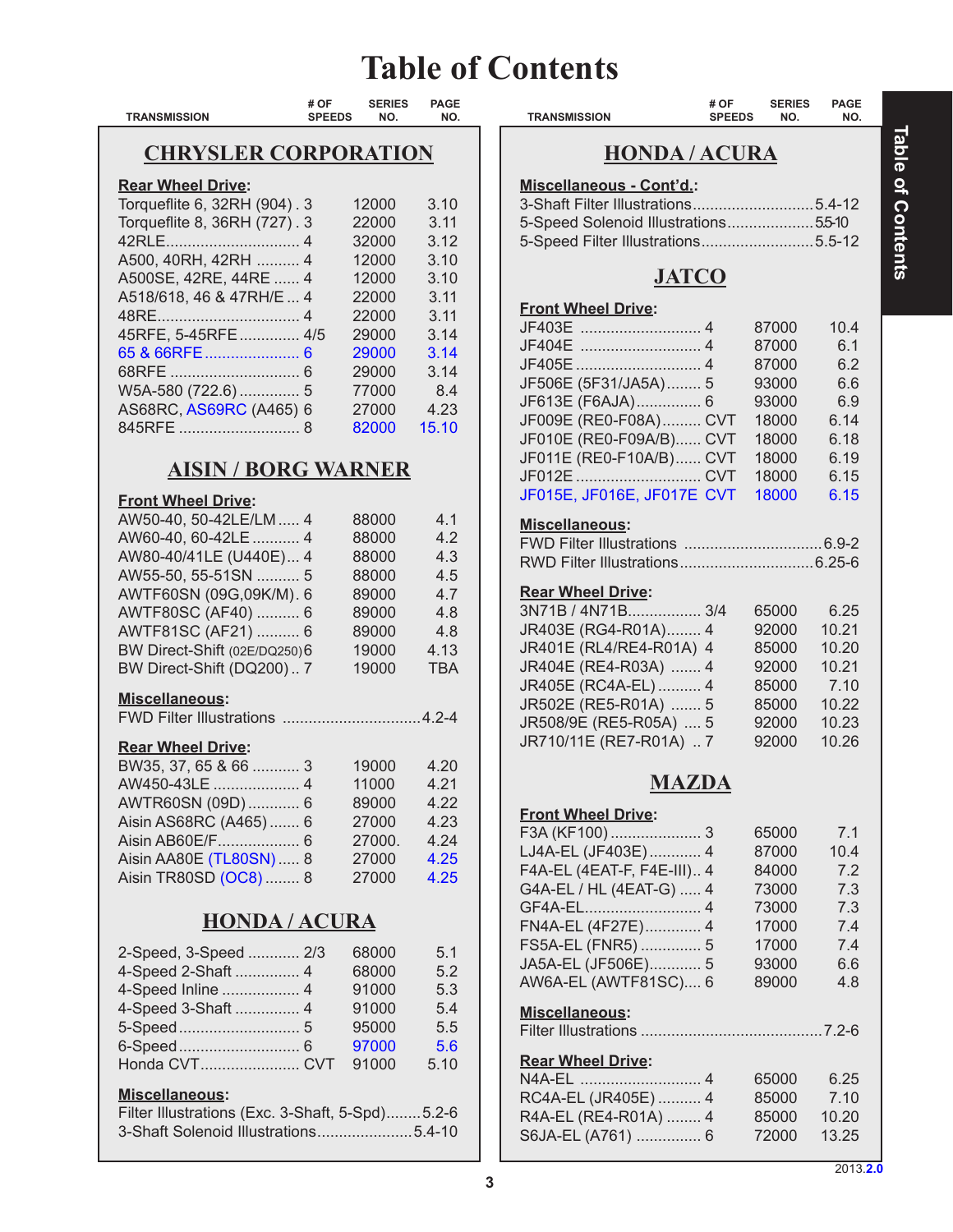# Table of Contents

## CHRYSLER CORPORATION

**Rear Wheel Drive:**

| TRANSMISSION | # OF SPEEDS | SERIES NO. | PAGE NO. |
|---|---|---|---|
| Torqueflite 6, 32RH (904) | 3 | 12000 | 3.10 |
| Torqueflite 8, 36RH (727) | 3 | 22000 | 3.11 |
| 42RLE | 4 | 32000 | 3.12 |
| A500, 40RH, 42RH | 4 | 12000 | 3.10 |
| A500SE, 42RE, 44RE | 4 | 12000 | 3.10 |
| A518/618, 46 & 47RH/E | 4 | 22000 | 3.11 |
| 48RE | 4 | 22000 | 3.11 |
| 45RFE, 5-45RFE | 4/5 | 29000 | 3.14 |
| 65 & 66RFE | 6 | 29000 | 3.14 |
| 68RFE | 6 | 29000 | 3.14 |
| W5A-580 (722.6) | 5 | 77000 | 8.4 |
| AS68RC, AS69RC (A465) | 6 | 27000 | 4.23 |
| 845RFE | 8 | 82000 | 15.10 |

## AISIN / BORG WARNER

**Front Wheel Drive:**

| TRANSMISSION | # OF SPEEDS | SERIES NO. | PAGE NO. |
|---|---|---|---|
| AW50-40, 50-42LE/LM | 4 | 88000 | 4.1 |
| AW60-40, 60-42LE | 4 | 88000 | 4.2 |
| AW80-40/41LE (U440E) | 4 | 88000 | 4.3 |
| AW55-50, 55-51SN | 5 | 88000 | 4.5 |
| AWTF60SN (09G,09K/M) | 6 | 89000 | 4.7 |
| AWTF80SC (AF40) | 6 | 89000 | 4.8 |
| AWTF81SC (AF21) | 6 | 89000 | 4.8 |
| BW Direct-Shift (02E/DQ250) | 6 | 19000 | 4.13 |
| BW Direct-Shift (DQ200) | 7 | 19000 | TBA |

**Miscellaneous:**

FWD Filter Illustrations ............................... 4.2-4

**Rear Wheel Drive:**

| TRANSMISSION | # OF SPEEDS | SERIES NO. | PAGE NO. |
|---|---|---|---|
| BW35, 37, 65 & 66 | 3 | 19000 | 4.20 |
| AW450-43LE | 4 | 11000 | 4.21 |
| AWTR60SN (09D) | 6 | 89000 | 4.22 |
| Aisin AS68RC (A465) | 6 | 27000 | 4.23 |
| Aisin AB60E/F | 6 | 27000. | 4.24 |
| Aisin AA80E (TL80SN) | 8 | 27000 | 4.25 |
| Aisin TR80SD (OC8) | 8 | 27000 | 4.25 |

## HONDA / ACURA

| TRANSMISSION | # OF SPEEDS | SERIES NO. | PAGE NO. |
|---|---|---|---|
| 2-Speed, 3-Speed | 2/3 | 68000 | 5.1 |
| 4-Speed 2-Shaft | 4 | 68000 | 5.2 |
| 4-Speed Inline | 4 | 91000 | 5.3 |
| 4-Speed 3-Shaft | 4 | 91000 | 5.4 |
| 5-Speed | 5 | 95000 | 5.5 |
| 6-Speed | 6 | 97000 | 5.6 |
| Honda CVT | CVT | 91000 | 5.10 |

**Miscellaneous:**

Filter Illustrations (Exc. 3-Shaft, 5-Spd) ........ 5.2-6
3-Shaft Solenoid Illustrations ...................... 5.4-10

## HONDA / ACURA

**Miscellaneous - Cont'd.:**

3-Shaft Filter Illustrations ............................ 5.4-12
5-Speed Solenoid Illustrations .................... 5.5-10
5-Speed Filter Illustrations .......................... 5.5-12

## JATCO

**Front Wheel Drive:**

| TRANSMISSION | # OF SPEEDS | SERIES NO. | PAGE NO. |
|---|---|---|---|
| JF403E | 4 | 87000 | 10.4 |
| JF404E | 4 | 87000 | 6.1 |
| JF405E | 4 | 87000 | 6.2 |
| JF506E (5F31/JA5A) | 5 | 93000 | 6.6 |
| JF613E (F6AJA) | 6 | 93000 | 6.9 |
| JF009E (RE0-F08A) | CVT | 18000 | 6.14 |
| JF010E (RE0-F09A/B) | CVT | 18000 | 6.18 |
| JF011E (RE0-F10A/B) | CVT | 18000 | 6.19 |
| JF012E | CVT | 18000 | 6.15 |
| JF015E, JF016E, JF017E | CVT | 18000 | 6.15 |

**Miscellaneous:**

FWD Filter Illustrations ................................ 6.9-2
RWD Filter Illustrations .............................. 6.25-6

**Rear Wheel Drive:**

| TRANSMISSION | # OF SPEEDS | SERIES NO. | PAGE NO. |
|---|---|---|---|
| 3N71B / 4N71B | 3/4 | 65000 | 6.25 |
| JR403E (RG4-R01A) | 4 | 92000 | 10.21 |
| JR401E (RL4/RE4-R01A) | 4 | 85000 | 10.20 |
| JR404E (RE4-R03A) | 4 | 92000 | 10.21 |
| JR405E (RC4A-EL) | 4 | 85000 | 7.10 |
| JR502E (RE5-R01A) | 5 | 85000 | 10.22 |
| JR508/9E (RE5-R05A) | 5 | 92000 | 10.23 |
| JR710/11E (RE7-R01A) | 7 | 92000 | 10.26 |

## MAZDA

**Front Wheel Drive:**

| TRANSMISSION | # OF SPEEDS | SERIES NO. | PAGE NO. |
|---|---|---|---|
| F3A (KF100) | 3 | 65000 | 7.1 |
| LJ4A-EL (JF403E) | 4 | 87000 | 10.4 |
| F4A-EL (4EAT-F, F4E-III) | 4 | 84000 | 7.2 |
| G4A-EL / HL (4EAT-G) | 4 | 73000 | 7.3 |
| GF4A-EL | 4 | 73000 | 7.3 |
| FN4A-EL (4F27E) | 4 | 17000 | 7.4 |
| FS5A-EL (FNR5) | 5 | 17000 | 7.4 |
| JA5A-EL (JF506E) | 5 | 93000 | 6.6 |
| AW6A-EL (AWTF81SC) | 6 | 89000 | 4.8 |

**Miscellaneous:**

Filter Illustrations ......................................... 7.2-6

**Rear Wheel Drive:**

| TRANSMISSION | # OF SPEEDS | SERIES NO. | PAGE NO. |
|---|---|---|---|
| N4A-EL | 4 | 65000 | 6.25 |
| RC4A-EL (JR405E) | 4 | 85000 | 7.10 |
| R4A-EL (RE4-R01A) | 4 | 85000 | 10.20 |
| S6JA-EL (A761) | 6 | 72000 | 13.25 |

2013.2.0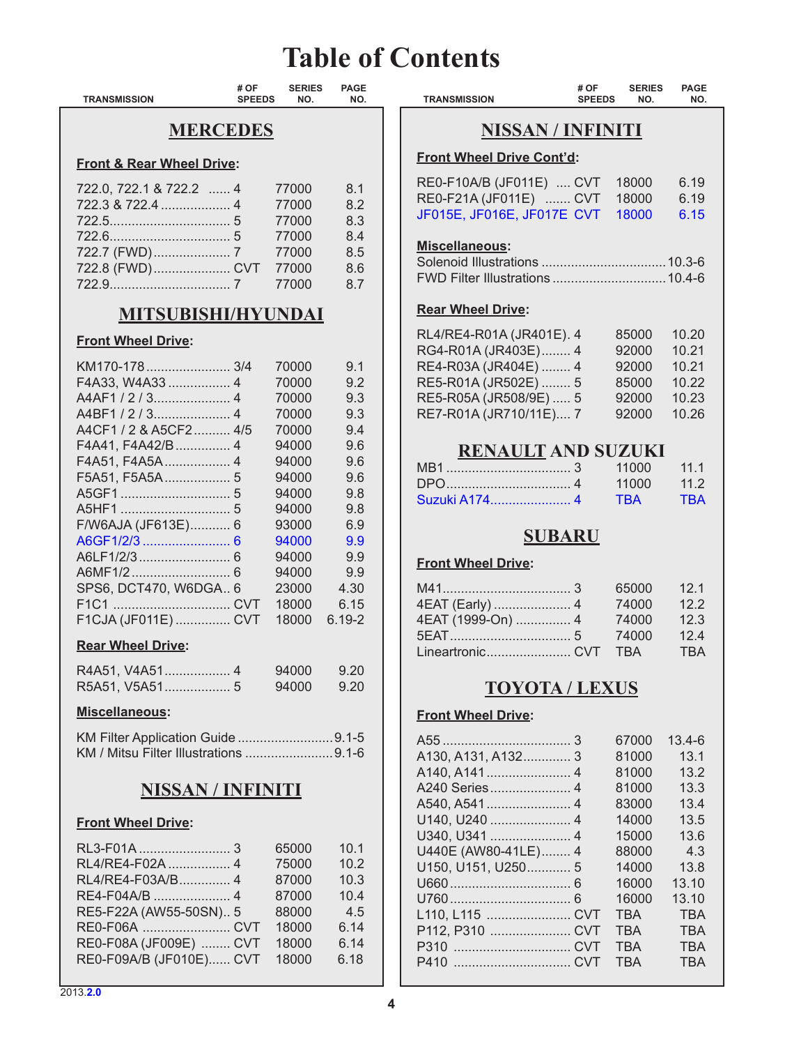# Table of Contents

| TRANSMISSION | # OF SPEEDS | SERIES NO. | PAGE NO. |
|---|---|---|---|

## MERCEDES

**Front & Rear Wheel Drive:**

| TRANSMISSION | # OF SPEEDS | SERIES NO. | PAGE NO. |
|---|---|---|---|
| 722.0, 722.1 & 722.2 | 4 | 77000 | 8.1 |
| 722.3 & 722.4 | 4 | 77000 | 8.2 |
| 722.5 | 5 | 77000 | 8.3 |
| 722.6 | 5 | 77000 | 8.4 |
| 722.7 (FWD) | 7 | 77000 | 8.5 |
| 722.8 (FWD) | CVT | 77000 | 8.6 |
| 722.9 | 7 | 77000 | 8.7 |

## MITSUBISHI/HYUNDAI

**Front Wheel Drive:**

| TRANSMISSION | # OF SPEEDS | SERIES NO. | PAGE NO. |
|---|---|---|---|
| KM170-178 | 3/4 | 70000 | 9.1 |
| F4A33, W4A33 | 4 | 70000 | 9.2 |
| A4AF1 / 2 / 3 | 4 | 70000 | 9.3 |
| A4BF1 / 2 / 3 | 4 | 70000 | 9.3 |
| A4CF1 / 2 & A5CF2 | 4/5 | 70000 | 9.4 |
| F4A41, F4A42/B | 4 | 94000 | 9.6 |
| F4A51, F4A5A | 4 | 94000 | 9.6 |
| F5A51, F5A5A | 5 | 94000 | 9.6 |
| A5GF1 | 5 | 94000 | 9.8 |
| A5HF1 | 5 | 94000 | 9.8 |
| F/W6AJA (JF613E) | 6 | 93000 | 6.9 |
| A6GF1/2/3 | 6 | 94000 | 9.9 |
| A6LF1/2/3 | 6 | 94000 | 9.9 |
| A6MF1/2 | 6 | 94000 | 9.9 |
| SPS6, DCT470, W6DGA | 6 | 23000 | 4.30 |
| F1C1 | CVT | 18000 | 6.15 |
| F1CJA (JF011E) | CVT | 18000 | 6.19-2 |

**Rear Wheel Drive:**

| TRANSMISSION | # OF SPEEDS | SERIES NO. | PAGE NO. |
|---|---|---|---|
| R4A51, V4A51 | 4 | 94000 | 9.20 |
| R5A51, V5A51 | 5 | 94000 | 9.20 |

**Miscellaneous:**

KM Filter Application Guide .......................... 9.1-5
KM / Mitsu Filter Illustrations ........................ 9.1-6

## NISSAN / INFINITI

**Front Wheel Drive:**

| TRANSMISSION | # OF SPEEDS | SERIES NO. | PAGE NO. |
|---|---|---|---|
| RL3-F01A | 3 | 65000 | 10.1 |
| RL4/RE4-F02A | 4 | 75000 | 10.2 |
| RL4/RE4-F03A/B | 4 | 87000 | 10.3 |
| RE4-F04A/B | 4 | 87000 | 10.4 |
| RE5-F22A (AW55-50SN) | 5 | 88000 | 4.5 |
| RE0-F06A | CVT | 18000 | 6.14 |
| RE0-F08A (JF009E) | CVT | 18000 | 6.14 |
| RE0-F09A/B (JF010E) | CVT | 18000 | 6.18 |

## NISSAN / INFINITI

**Front Wheel Drive Cont'd:**

| TRANSMISSION | # OF SPEEDS | SERIES NO. | PAGE NO. |
|---|---|---|---|
| RE0-F10A/B (JF011E) | CVT | 18000 | 6.19 |
| RE0-F21A (JF011E) | CVT | 18000 | 6.19 |
| JF015E, JF016E, JF017E | CVT | 18000 | 6.15 |

**Miscellaneous:**

Solenoid Illustrations .................................. 10.3-6
FWD Filter Illustrations ............................... 10.4-6

**Rear Wheel Drive:**

| TRANSMISSION | # OF SPEEDS | SERIES NO. | PAGE NO. |
|---|---|---|---|
| RL4/RE4-R01A (JR401E) | 4 | 85000 | 10.20 |
| RG4-R01A (JR403E) | 4 | 92000 | 10.21 |
| RE4-R03A (JR404E) | 4 | 92000 | 10.21 |
| RE5-R01A (JR502E) | 5 | 85000 | 10.22 |
| RE5-R05A (JR508/9E) | 5 | 92000 | 10.23 |
| RE7-R01A (JR710/11E) | 7 | 92000 | 10.26 |

## RENAULT AND SUZUKI

| TRANSMISSION | # OF SPEEDS | SERIES NO. | PAGE NO. |
|---|---|---|---|
| MB1 | 3 | 11000 | 11.1 |
| DPO | 4 | 11000 | 11.2 |
| Suzuki A174 | 4 | TBA | TBA |

## SUBARU

**Front Wheel Drive:**

| TRANSMISSION | # OF SPEEDS | SERIES NO. | PAGE NO. |
|---|---|---|---|
| M41 | 3 | 65000 | 12.1 |
| 4EAT (Early) | 4 | 74000 | 12.2 |
| 4EAT (1999-On) | 4 | 74000 | 12.3 |
| 5EAT | 5 | 74000 | 12.4 |
| Lineartronic | CVT | TBA | TBA |

## TOYOTA / LEXUS

**Front Wheel Drive:**

| TRANSMISSION | # OF SPEEDS | SERIES NO. | PAGE NO. |
|---|---|---|---|
| A55 | 3 | 67000 | 13.4-6 |
| A130, A131, A132 | 3 | 81000 | 13.1 |
| A140, A141 | 4 | 81000 | 13.2 |
| A240 Series | 4 | 81000 | 13.3 |
| A540, A541 | 4 | 83000 | 13.4 |
| U140, U240 | 4 | 14000 | 13.5 |
| U340, U341 | 4 | 15000 | 13.6 |
| U440E (AW80-41LE) | 4 | 88000 | 4.3 |
| U150, U151, U250 | 5 | 14000 | 13.8 |
| U660 | 6 | 16000 | 13.10 |
| U760 | 6 | 16000 | 13.10 |
| L110, L115 | CVT | TBA | TBA |
| P112, P310 | CVT | TBA | TBA |
| P310 | CVT | TBA | TBA |
| P410 | CVT | TBA | TBA |

2013.**2.0**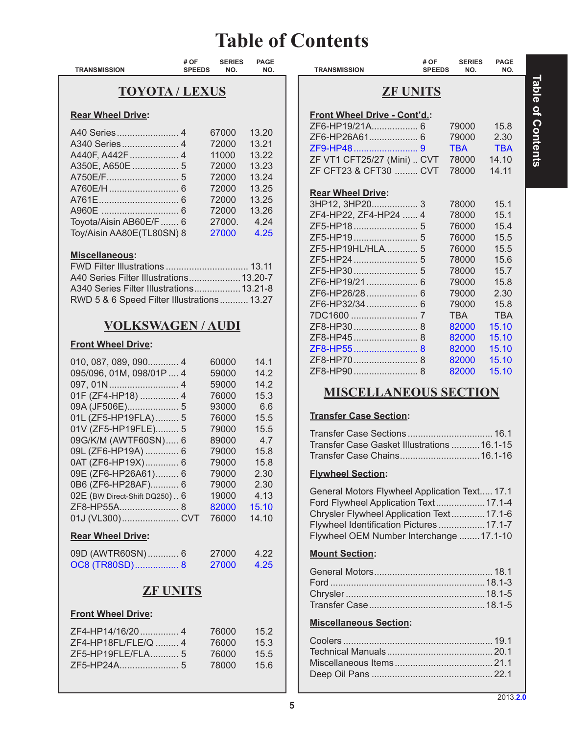# Table of Contents

## TOYOTA / LEXUS

### Rear Wheel Drive:

| TRANSMISSION | # OF SPEEDS | SERIES NO. | PAGE NO. |
|---|---|---|---|
| A40 Series | 4 | 67000 | 13.20 |
| A340 Series | 4 | 72000 | 13.21 |
| A440F, A442F | 4 | 11000 | 13.22 |
| A350E, A650E | 5 | 72000 | 13.23 |
| A750E/F | 5 | 72000 | 13.24 |
| A760E/H | 6 | 72000 | 13.25 |
| A761E | 6 | 72000 | 13.25 |
| A960E | 6 | 72000 | 13.26 |
| Toyota/Aisin AB60E/F | 6 | 27000. | 4.24 |
| Toy/Aisin AA80E(TL80SN) | 8 | 27000 | 4.25 |

### Miscellaneous:

- FWD Filter Illustrations ................................ 13.11
- A40 Series Filter Illustrations .................... 13.20-7
- A340 Series Filter Illustrations .................. 13.21-8
- RWD 5 & 6 Speed Filter Illustrations ........... 13.27

## VOLKSWAGEN / AUDI

### Front Wheel Drive:

| TRANSMISSION | # OF SPEEDS | SERIES NO. | PAGE NO. |
|---|---|---|---|
| 010, 087, 089, 090 | 4 | 60000 | 14.1 |
| 095/096, 01M, 098/01P | 4 | 59000 | 14.2 |
| 097, 01N | 4 | 59000 | 14.2 |
| 01F (ZF4-HP18) | 4 | 76000 | 15.3 |
| 09A (JF506E) | 5 | 93000 | 6.6 |
| 01L (ZF5-HP19FLA) | 5 | 76000 | 15.5 |
| 01V (ZF5-HP19FLE) | 5 | 79000 | 15.5 |
| 09G/K/M (AWTF60SN) | 6 | 89000 | 4.7 |
| 09L (ZF6-HP19A) | 6 | 79000 | 15.8 |
| 0AT (ZF6-HP19X) | 6 | 79000 | 15.8 |
| 09E (ZF6-HP26A61) | 6 | 79000 | 2.30 |
| 0B6 (ZF6-HP28AF) | 6 | 79000 | 2.30 |
| 02E (BW Direct-Shift DQ250) | 6 | 19000 | 4.13 |
| ZF8-HP55A | 8 | 82000 | 15.10 |
| 01J (VL300) | CVT | 76000 | 14.10 |

### Rear Wheel Drive:

| TRANSMISSION | # OF SPEEDS | SERIES NO. | PAGE NO. |
|---|---|---|---|
| 09D (AWTR60SN) | 6 | 27000 | 4.22 |
| OC8 (TR80SD) | 8 | 27000 | 4.25 |

## ZF UNITS

### Front Wheel Drive:

| TRANSMISSION | # OF SPEEDS | SERIES NO. | PAGE NO. |
|---|---|---|---|
| ZF4-HP14/16/20 | 4 | 76000 | 15.2 |
| ZF4-HP18FL/FLE/Q | 4 | 76000 | 15.3 |
| ZF5-HP19FLE/FLA | 5 | 76000 | 15.5 |
| ZF5-HP24A | 5 | 78000 | 15.6 |

## ZF UNITS

### Front Wheel Drive - Cont'd.:

| TRANSMISSION | # OF SPEEDS | SERIES NO. | PAGE NO. |
|---|---|---|---|
| ZF6-HP19/21A | 6 | 79000 | 15.8 |
| ZF6-HP26A61 | 6 | 79000 | 2.30 |
| ZF9-HP48 | 9 | TBA | TBA |
| ZF VT1 CFT25/27 (Mini) | CVT | 78000 | 14.10 |
| ZF CFT23 & CFT30 | CVT | 78000 | 14.11 |

### Rear Wheel Drive:

| TRANSMISSION | # OF SPEEDS | SERIES NO. | PAGE NO. |
|---|---|---|---|
| 3HP12, 3HP20 | 3 | 78000 | 15.1 |
| ZF4-HP22, ZF4-HP24 | 4 | 78000 | 15.1 |
| ZF5-HP18 | 5 | 76000 | 15.4 |
| ZF5-HP19 | 5 | 76000 | 15.5 |
| ZF5-HP19HL/HLA | 5 | 76000 | 15.5 |
| ZF5-HP24 | 5 | 78000 | 15.6 |
| ZF5-HP30 | 5 | 78000 | 15.7 |
| ZF6-HP19/21 | 6 | 79000 | 15.8 |
| ZF6-HP26/28 | 6 | 79000 | 2.30 |
| ZF6-HP32/34 | 6 | 79000 | 15.8 |
| 7DC1600 | 7 | TBA | TBA |
| ZF8-HP30 | 8 | 82000 | 15.10 |
| ZF8-HP45 | 8 | 82000 | 15.10 |
| ZF8-HP55 | 8 | 82000 | 15.10 |
| ZF8-HP70 | 8 | 82000 | 15.10 |
| ZF8-HP90 | 8 | 82000 | 15.10 |

## MISCELLANEOUS SECTION

### Transfer Case Section:

- Transfer Case Sections ................................ 16.1
- Transfer Case Gasket Illustrations ........... 16.1-15
- Transfer Case Chains .............................. 16.1-16

### Flywheel Section:

- General Motors Flywheel Application Text ..... 17.1
- Ford Flywheel Application Text ................... 17.1-4
- Chrysler Flywheel Application Text ............. 17.1-6
- Flywheel Identification Pictures .................. 17.1-7
- Flywheel OEM Number Interchange ........ 17.1-10

### Mount Section:

- General Motors ............................................. 18.1
- Ford ........................................................... 18.1-3
- Chrysler ..................................................... 18.1-5
- Transfer Case ............................................ 18.1-5

### Miscellaneous Section:

- Coolers ......................................................... 19.1
- Technical Manuals ........................................ 20.1
- Miscellaneous Items ..................................... 21.1
- Deep Oil Pans .............................................. 22.1

2013.2.0